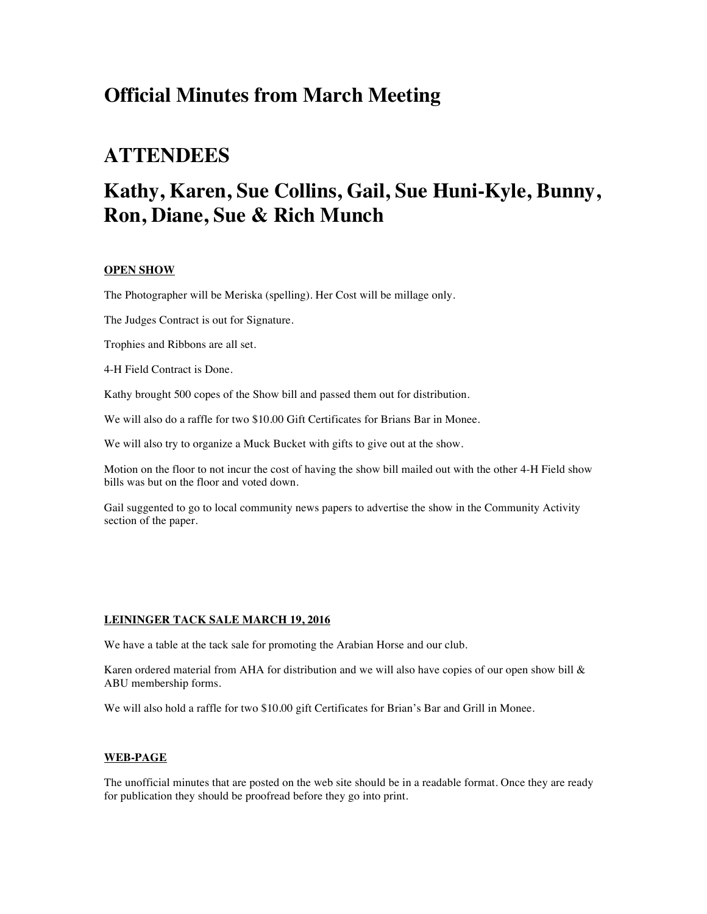# Official Minutes from March Meeting

# ATTENDEES

# Kathy, Karen, Sue Collins, Gail, Sue Huni-Kyle, Bunny, Ron, Diane, Sue & Rich Munch

**OPEN SHOW**

The Photographer will be Meriska (spelling). Her Cost will be millage only.

The Judges Contract is out for Signature.

Trophies and Ribbons are all set.

4-H Field Contract is Done.

Kathy brought 500 copes of the Show bill and passed them out for distribution.

We will also do a raffle for two $10.00 Gift Certificates for Brians Bar in Monee.

We will also try to organize a Muck Bucket with gifts to give out at the show.

Motion on the floor to not incur the cost of having the show bill mailed out with the other 4-H Field show bills was but on the floor and voted down.

Gail suggented to go to local community news papers to advertise the show in the Community Activity section of the paper.

**LEININGER TACK SALE MARCH 19, 2016**

We have a table at the tack sale for promoting the Arabian Horse and our club.

Karen ordered material from AHA for distribution and we will also have copies of our open show bill & ABU membership forms.

We will also hold a raffle for two $10.00 gift Certificates for Brian's Bar and Grill in Monee.

**WEB-PAGE**

The unofficial minutes that are posted on the web site should be in a readable format. Once they are ready for publication they should be proofread before they go into print.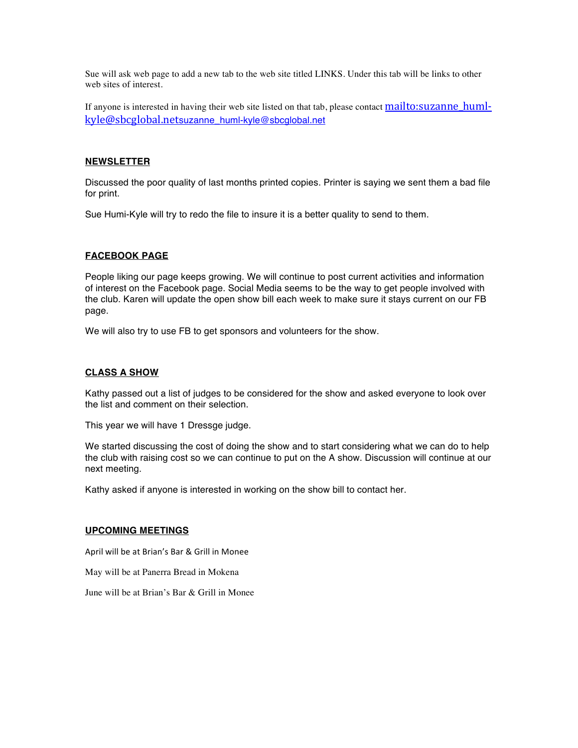Sue will ask web page to add a new tab to the web site titled LINKS. Under this tab will be links to other web sites of interest.

If anyone is interested in having their web site listed on that tab, please contact mailto:suzanne_huml-kyle@sbcglobal.netsuzanne_huml-kyle@sbcglobal.net

## NEWSLETTER

Discussed the poor quality of last months printed copies. Printer is saying we sent them a bad file for print.

Sue Humi-Kyle will try to redo the file to insure it is a better quality to send to them.

## FACEBOOK PAGE

People liking our page keeps growing. We will continue to post current activities and information of interest on the Facebook page. Social Media seems to be the way to get people involved with the club. Karen will update the open show bill each week to make sure it stays current on our FB page.

We will also try to use FB to get sponsors and volunteers for the show.

## CLASS A SHOW

Kathy passed out a list of judges to be considered for the show and asked everyone to look over the list and comment on their selection.

This year we will have 1 Dressge judge.

We started discussing the cost of doing the show and to start considering what we can do to help the club with raising cost so we can continue to put on the A show. Discussion will continue at our next meeting.

Kathy asked if anyone is interested in working on the show bill to contact her.

## UPCOMING MEETINGS

April will be at Brian's Bar & Grill in Monee

May will be at Panerra Bread in Mokena

June will be at Brian's Bar & Grill in Monee